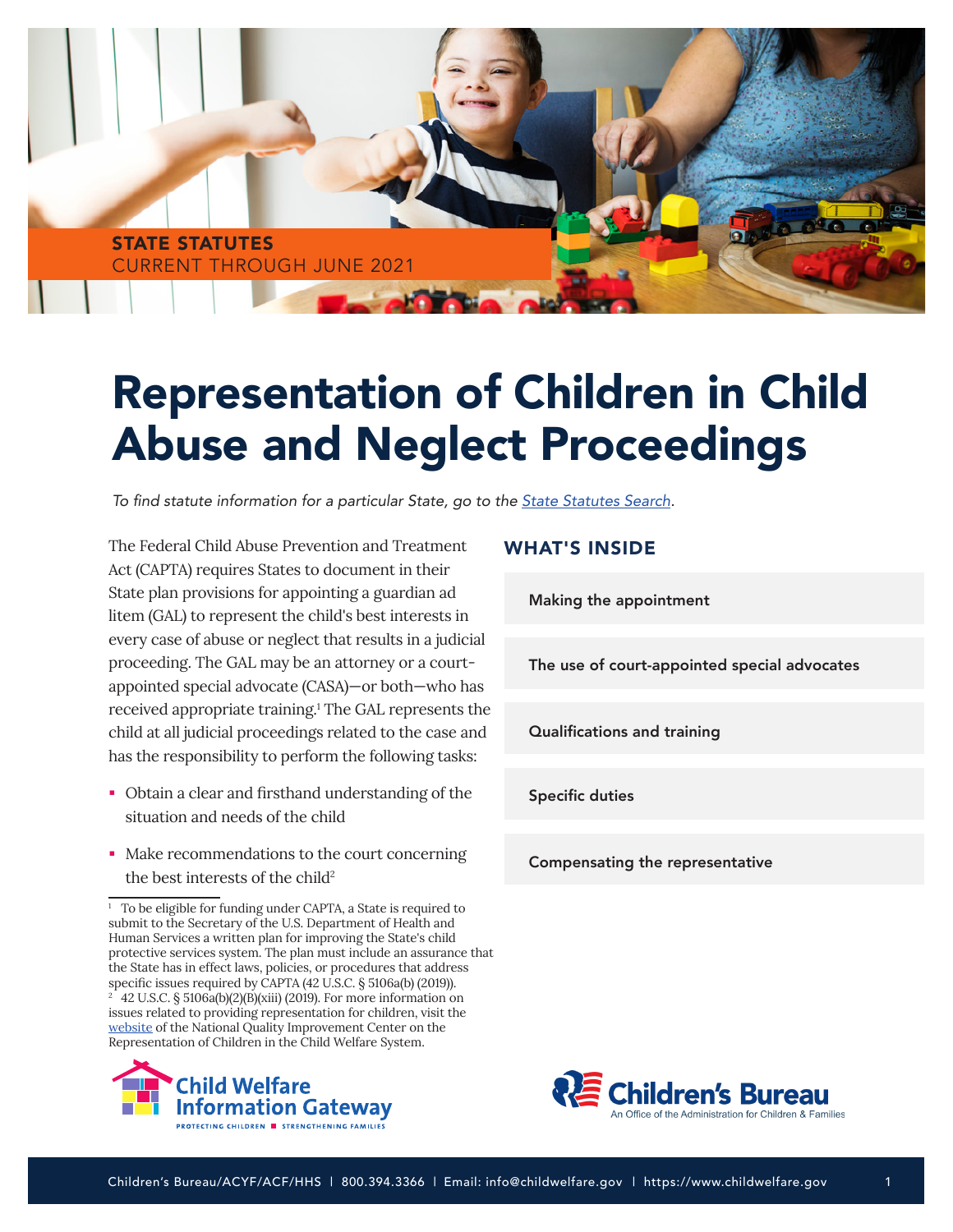STATE STATUTES
CURRENT THROUGH JUNE 2021

# Representation of Children in Child Abuse and Neglect Proceedings

*To find statute information for a particular State, go to the [State Statutes Search](State Statutes Search).*

The Federal Child Abuse Prevention and Treatment Act (CAPTA) requires States to document in their State plan provisions for appointing a guardian ad litem (GAL) to represent the child's best interests in every case of abuse or neglect that results in a judicial proceeding. The GAL may be an attorney or a court-appointed special advocate (CASA)—or both—who has received appropriate training.[1] The GAL represents the child at all judicial proceedings related to the case and has the responsibility to perform the following tasks:

- Obtain a clear and firsthand understanding of the situation and needs of the child
- Make recommendations to the court concerning the best interests of the child[2]

## WHAT'S INSIDE

- Making the appointment
- The use of court-appointed special advocates
- Qualifications and training
- Specific duties
- Compensating the representative

---

[1] To be eligible for funding under CAPTA, a State is required to submit to the Secretary of the U.S. Department of Health and Human Services a written plan for improving the State's child protective services system. The plan must include an assurance that the State has in effect laws, policies, or procedures that address specific issues required by CAPTA (42 U.S.C. § 5106a(b) (2019)).

[2] 42 U.S.C. § 5106a(b)(2)(B)(xiii) (2019). For more information on issues related to providing representation for children, visit the website of the National Quality Improvement Center on the Representation of Children in the Child Welfare System.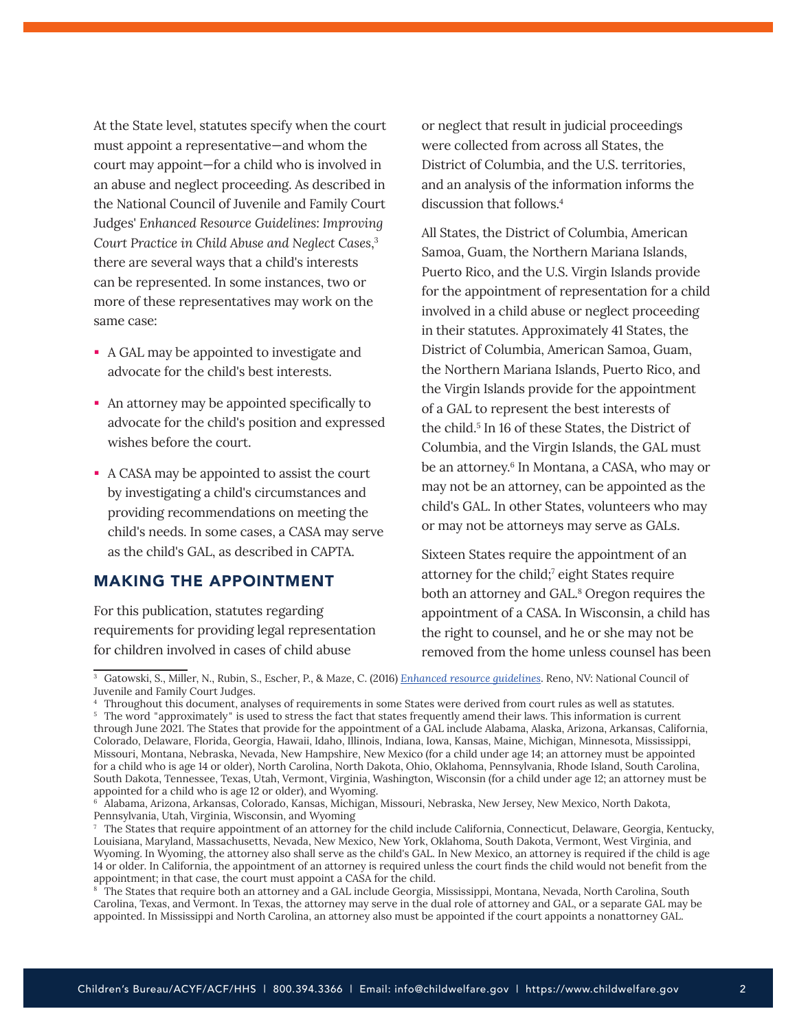At the State level, statutes specify when the court must appoint a representative—and whom the court may appoint—for a child who is involved in an abuse and neglect proceeding. As described in the National Council of Juvenile and Family Court Judges' *Enhanced Resource Guidelines: Improving Court Practice in Child Abuse and Neglect Cases*,[3] there are several ways that a child's interests can be represented. In some instances, two or more of these representatives may work on the same case:

- A GAL may be appointed to investigate and advocate for the child's best interests.
- An attorney may be appointed specifically to advocate for the child's position and expressed wishes before the court.
- A CASA may be appointed to assist the court by investigating a child's circumstances and providing recommendations on meeting the child's needs. In some cases, a CASA may serve as the child's GAL, as described in CAPTA.

## MAKING THE APPOINTMENT

For this publication, statutes regarding requirements for providing legal representation for children involved in cases of child abuse or neglect that result in judicial proceedings were collected from across all States, the District of Columbia, and the U.S. territories, and an analysis of the information informs the discussion that follows.[4]

All States, the District of Columbia, American Samoa, Guam, the Northern Mariana Islands, Puerto Rico, and the U.S. Virgin Islands provide for the appointment of representation for a child involved in a child abuse or neglect proceeding in their statutes. Approximately 41 States, the District of Columbia, American Samoa, Guam, the Northern Mariana Islands, Puerto Rico, and the Virgin Islands provide for the appointment of a GAL to represent the best interests of the child.[5] In 16 of these States, the District of Columbia, and the Virgin Islands, the GAL must be an attorney.[6] In Montana, a CASA, who may or may not be an attorney, can be appointed as the child's GAL. In other States, volunteers who may or may not be attorneys may serve as GALs.

Sixteen States require the appointment of an attorney for the child;[7] eight States require both an attorney and GAL.[8] Oregon requires the appointment of a CASA. In Wisconsin, a child has the right to counsel, and he or she may not be removed from the home unless counsel has been

---

[3] Gatowski, S., Miller, N., Rubin, S., Escher, P., & Maze, C. (2016) *Enhanced resource guidelines*. Reno, NV: National Council of Juvenile and Family Court Judges.

[4] Throughout this document, analyses of requirements in some States were derived from court rules as well as statutes.

[5] The word "approximately" is used to stress the fact that states frequently amend their laws. This information is current through June 2021. The States that provide for the appointment of a GAL include Alabama, Alaska, Arizona, Arkansas, California, Colorado, Delaware, Florida, Georgia, Hawaii, Idaho, Illinois, Indiana, Iowa, Kansas, Maine, Michigan, Minnesota, Mississippi, Missouri, Montana, Nebraska, Nevada, New Hampshire, New Mexico (for a child under age 14; an attorney must be appointed for a child who is age 14 or older), North Carolina, North Dakota, Ohio, Oklahoma, Pennsylvania, Rhode Island, South Carolina, South Dakota, Tennessee, Texas, Utah, Vermont, Virginia, Washington, Wisconsin (for a child under age 12; an attorney must be appointed for a child who is age 12 or older), and Wyoming.

[6] Alabama, Arizona, Arkansas, Colorado, Kansas, Michigan, Missouri, Nebraska, New Jersey, New Mexico, North Dakota, Pennsylvania, Utah, Virginia, Wisconsin, and Wyoming

[7] The States that require appointment of an attorney for the child include California, Connecticut, Delaware, Georgia, Kentucky, Louisiana, Maryland, Massachusetts, Nevada, New Mexico, New York, Oklahoma, South Dakota, Vermont, West Virginia, and Wyoming. In Wyoming, the attorney also shall serve as the child's GAL. In New Mexico, an attorney is required if the child is age 14 or older. In California, the appointment of an attorney is required unless the court finds the child would not benefit from the appointment; in that case, the court must appoint a CASA for the child.

[8] The States that require both an attorney and a GAL include Georgia, Mississippi, Montana, Nevada, North Carolina, South Carolina, Texas, and Vermont. In Texas, the attorney may serve in the dual role of attorney and GAL, or a separate GAL may be appointed. In Mississippi and North Carolina, an attorney also must be appointed if the court appoints a nonattorney GAL.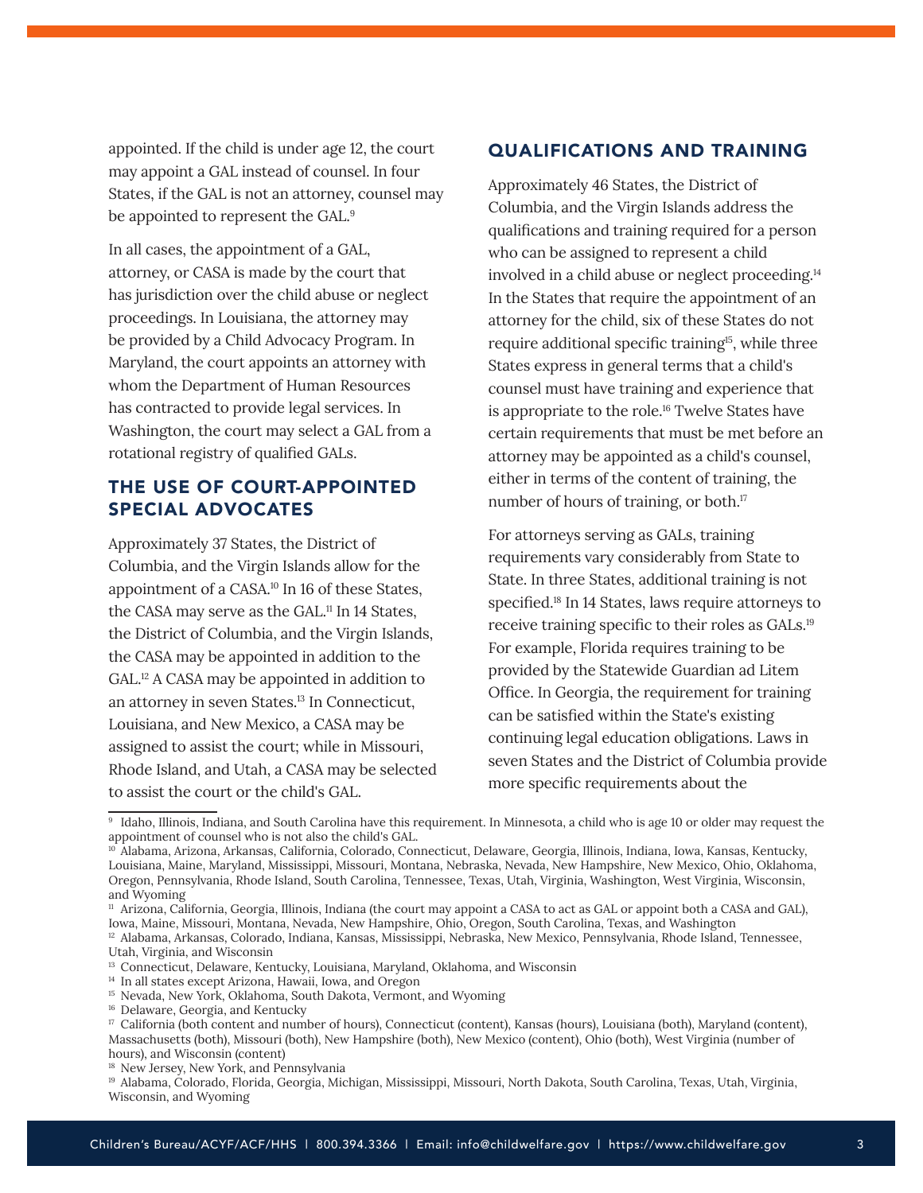appointed. If the child is under age 12, the court may appoint a GAL instead of counsel. In four States, if the GAL is not an attorney, counsel may be appointed to represent the GAL.[9]

In all cases, the appointment of a GAL, attorney, or CASA is made by the court that has jurisdiction over the child abuse or neglect proceedings. In Louisiana, the attorney may be provided by a Child Advocacy Program. In Maryland, the court appoints an attorney with whom the Department of Human Resources has contracted to provide legal services. In Washington, the court may select a GAL from a rotational registry of qualified GALs.

## THE USE OF COURT-APPOINTED SPECIAL ADVOCATES

Approximately 37 States, the District of Columbia, and the Virgin Islands allow for the appointment of a CASA.[10] In 16 of these States, the CASA may serve as the GAL.[11] In 14 States, the District of Columbia, and the Virgin Islands, the CASA may be appointed in addition to the GAL.[12] A CASA may be appointed in addition to an attorney in seven States.[13] In Connecticut, Louisiana, and New Mexico, a CASA may be assigned to assist the court; while in Missouri, Rhode Island, and Utah, a CASA may be selected to assist the court or the child's GAL.

## QUALIFICATIONS AND TRAINING

Approximately 46 States, the District of Columbia, and the Virgin Islands address the qualifications and training required for a person who can be assigned to represent a child involved in a child abuse or neglect proceeding.[14] In the States that require the appointment of an attorney for the child, six of these States do not require additional specific training[15], while three States express in general terms that a child's counsel must have training and experience that is appropriate to the role.[16] Twelve States have certain requirements that must be met before an attorney may be appointed as a child's counsel, either in terms of the content of training, the number of hours of training, or both.[17]

For attorneys serving as GALs, training requirements vary considerably from State to State. In three States, additional training is not specified.[18] In 14 States, laws require attorneys to receive training specific to their roles as GALs.[19] For example, Florida requires training to be provided by the Statewide Guardian ad Litem Office. In Georgia, the requirement for training can be satisfied within the State's existing continuing legal education obligations. Laws in seven States and the District of Columbia provide more specific requirements about the

---

[9] Idaho, Illinois, Indiana, and South Carolina have this requirement. In Minnesota, a child who is age 10 or older may request the appointment of counsel who is not also the child's GAL.

[10] Alabama, Arizona, Arkansas, California, Colorado, Connecticut, Delaware, Georgia, Illinois, Indiana, Iowa, Kansas, Kentucky, Louisiana, Maine, Maryland, Mississippi, Missouri, Montana, Nebraska, Nevada, New Hampshire, New Mexico, Ohio, Oklahoma, Oregon, Pennsylvania, Rhode Island, South Carolina, Tennessee, Texas, Utah, Virginia, Washington, West Virginia, Wisconsin, and Wyoming

[11] Arizona, California, Georgia, Illinois, Indiana (the court may appoint a CASA to act as GAL or appoint both a CASA and GAL), Iowa, Maine, Missouri, Montana, Nevada, New Hampshire, Ohio, Oregon, South Carolina, Texas, and Washington

[12] Alabama, Arkansas, Colorado, Indiana, Kansas, Mississippi, Nebraska, New Mexico, Pennsylvania, Rhode Island, Tennessee, Utah, Virginia, and Wisconsin

[13] Connecticut, Delaware, Kentucky, Louisiana, Maryland, Oklahoma, and Wisconsin

[14] In all states except Arizona, Hawaii, Iowa, and Oregon

[15] Nevada, New York, Oklahoma, South Dakota, Vermont, and Wyoming

[16] Delaware, Georgia, and Kentucky

[17] California (both content and number of hours), Connecticut (content), Kansas (hours), Louisiana (both), Maryland (content), Massachusetts (both), Missouri (both), New Hampshire (both), New Mexico (content), Ohio (both), West Virginia (number of hours), and Wisconsin (content)

[18] New Jersey, New York, and Pennsylvania

[19] Alabama, Colorado, Florida, Georgia, Michigan, Mississippi, Missouri, North Dakota, South Carolina, Texas, Utah, Virginia, Wisconsin, and Wyoming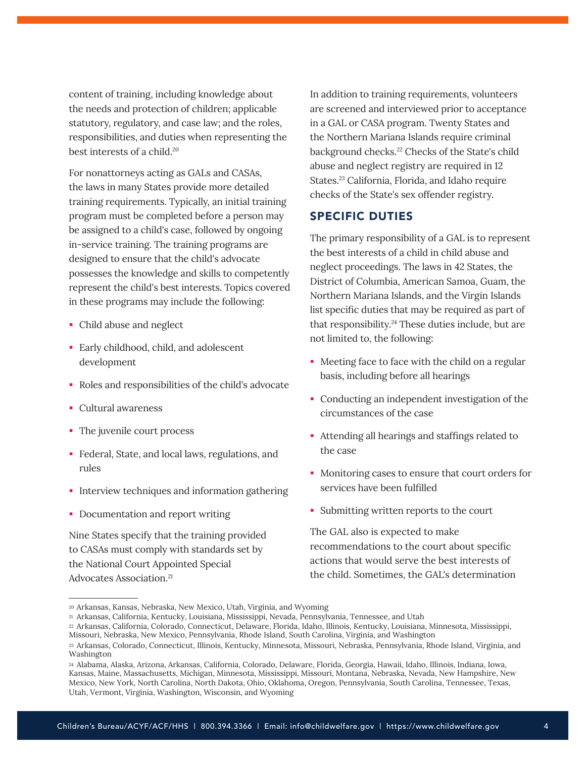content of training, including knowledge about the needs and protection of children; applicable statutory, regulatory, and case law; and the roles, responsibilities, and duties when representing the best interests of a child.[20]

For nonattorneys acting as GALs and CASAs, the laws in many States provide more detailed training requirements. Typically, an initial training program must be completed before a person may be assigned to a child's case, followed by ongoing in-service training. The training programs are designed to ensure that the child's advocate possesses the knowledge and skills to competently represent the child's best interests. Topics covered in these programs may include the following:

- Child abuse and neglect
- Early childhood, child, and adolescent development
- Roles and responsibilities of the child's advocate
- Cultural awareness
- The juvenile court process
- Federal, State, and local laws, regulations, and rules
- Interview techniques and information gathering
- Documentation and report writing

Nine States specify that the training provided to CASAs must comply with standards set by the National Court Appointed Special Advocates Association.[21]

In addition to training requirements, volunteers are screened and interviewed prior to acceptance in a GAL or CASA program. Twenty States and the Northern Mariana Islands require criminal background checks.[22] Checks of the State's child abuse and neglect registry are required in 12 States.[23] California, Florida, and Idaho require checks of the State's sex offender registry.

## SPECIFIC DUTIES

The primary responsibility of a GAL is to represent the best interests of a child in child abuse and neglect proceedings. The laws in 42 States, the District of Columbia, American Samoa, Guam, the Northern Mariana Islands, and the Virgin Islands list specific duties that may be required as part of that responsibility.[24] These duties include, but are not limited to, the following:

- Meeting face to face with the child on a regular basis, including before all hearings
- Conducting an independent investigation of the circumstances of the case
- Attending all hearings and staffings related to the case
- Monitoring cases to ensure that court orders for services have been fulfilled
- Submitting written reports to the court

The GAL also is expected to make recommendations to the court about specific actions that would serve the best interests of the child. Sometimes, the GAL's determination

---

[20] Arkansas, Kansas, Nebraska, New Mexico, Utah, Virginia, and Wyoming

[21] Arkansas, California, Kentucky, Louisiana, Mississippi, Nevada, Pennsylvania, Tennessee, and Utah

[22] Arkansas, California, Colorado, Connecticut, Delaware, Florida, Idaho, Illinois, Kentucky, Louisiana, Minnesota, Mississippi, Missouri, Nebraska, New Mexico, Pennsylvania, Rhode Island, South Carolina, Virginia, and Washington

[23] Arkansas, Colorado, Connecticut, Illinois, Kentucky, Minnesota, Missouri, Nebraska, Pennsylvania, Rhode Island, Virginia, and Washington

[24] Alabama, Alaska, Arizona, Arkansas, California, Colorado, Delaware, Florida, Georgia, Hawaii, Idaho, Illinois, Indiana, Iowa, Kansas, Maine, Massachusetts, Michigan, Minnesota, Mississippi, Missouri, Montana, Nebraska, Nevada, New Hampshire, New Mexico, New York, North Carolina, North Dakota, Ohio, Oklahoma, Oregon, Pennsylvania, South Carolina, Tennessee, Texas, Utah, Vermont, Virginia, Washington, Wisconsin, and Wyoming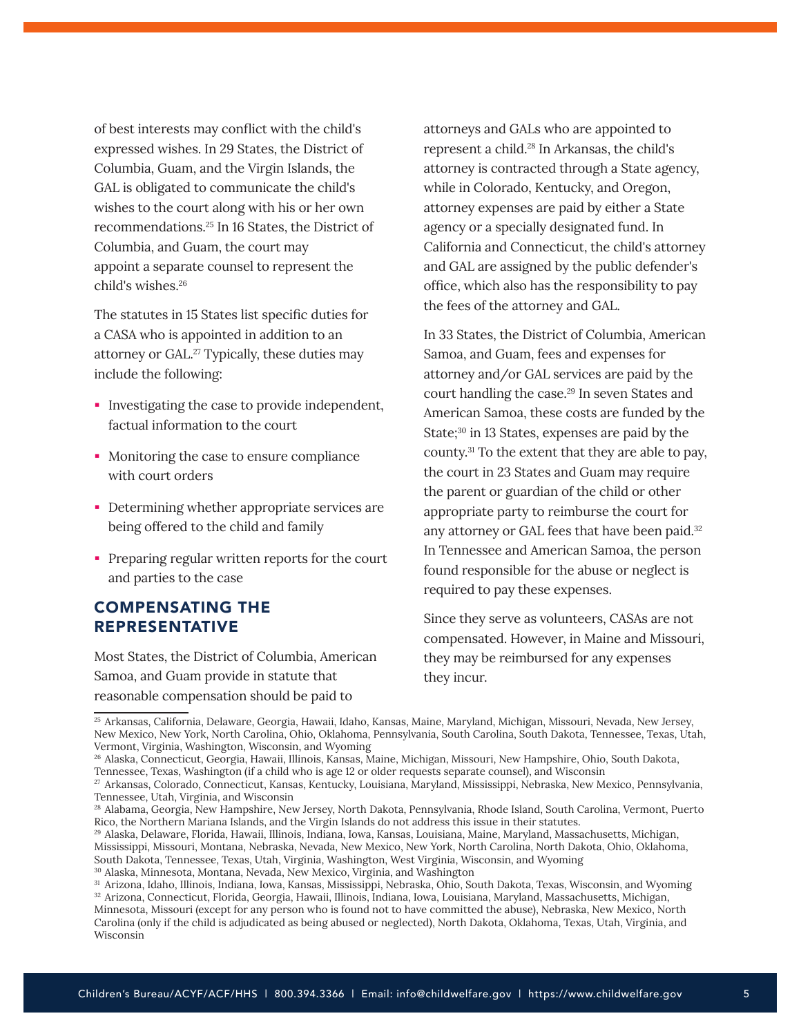of best interests may conflict with the child's expressed wishes. In 29 States, the District of Columbia, Guam, and the Virgin Islands, the GAL is obligated to communicate the child's wishes to the court along with his or her own recommendations.[25] In 16 States, the District of Columbia, and Guam, the court may appoint a separate counsel to represent the child's wishes.[26]

The statutes in 15 States list specific duties for a CASA who is appointed in addition to an attorney or GAL.[27] Typically, these duties may include the following:

- Investigating the case to provide independent, factual information to the court
- Monitoring the case to ensure compliance with court orders
- Determining whether appropriate services are being offered to the child and family
- Preparing regular written reports for the court and parties to the case

## COMPENSATING THE REPRESENTATIVE

Most States, the District of Columbia, American Samoa, and Guam provide in statute that reasonable compensation should be paid to attorneys and GALs who are appointed to represent a child.[28] In Arkansas, the child's attorney is contracted through a State agency, while in Colorado, Kentucky, and Oregon, attorney expenses are paid by either a State agency or a specially designated fund. In California and Connecticut, the child's attorney and GAL are assigned by the public defender's office, which also has the responsibility to pay the fees of the attorney and GAL.

In 33 States, the District of Columbia, American Samoa, and Guam, fees and expenses for attorney and/or GAL services are paid by the court handling the case.[29] In seven States and American Samoa, these costs are funded by the State;[30] in 13 States, expenses are paid by the county.[31] To the extent that they are able to pay, the court in 23 States and Guam may require the parent or guardian of the child or other appropriate party to reimburse the court for any attorney or GAL fees that have been paid.[32] In Tennessee and American Samoa, the person found responsible for the abuse or neglect is required to pay these expenses.

Since they serve as volunteers, CASAs are not compensated. However, in Maine and Missouri, they may be reimbursed for any expenses they incur.

---

[25] Arkansas, California, Delaware, Georgia, Hawaii, Idaho, Kansas, Maine, Maryland, Michigan, Missouri, Nevada, New Jersey, New Mexico, New York, North Carolina, Ohio, Oklahoma, Pennsylvania, South Carolina, South Dakota, Tennessee, Texas, Utah, Vermont, Virginia, Washington, Wisconsin, and Wyoming

[26] Alaska, Connecticut, Georgia, Hawaii, Illinois, Kansas, Maine, Michigan, Missouri, New Hampshire, Ohio, South Dakota, Tennessee, Texas, Washington (if a child who is age 12 or older requests separate counsel), and Wisconsin

[27] Arkansas, Colorado, Connecticut, Kansas, Kentucky, Louisiana, Maryland, Mississippi, Nebraska, New Mexico, Pennsylvania, Tennessee, Utah, Virginia, and Wisconsin

[28] Alabama, Georgia, New Hampshire, New Jersey, North Dakota, Pennsylvania, Rhode Island, South Carolina, Vermont, Puerto Rico, the Northern Mariana Islands, and the Virgin Islands do not address this issue in their statutes.

[29] Alaska, Delaware, Florida, Hawaii, Illinois, Indiana, Iowa, Kansas, Louisiana, Maine, Maryland, Massachusetts, Michigan, Mississippi, Missouri, Montana, Nebraska, Nevada, New Mexico, New York, North Carolina, North Dakota, Ohio, Oklahoma, South Dakota, Tennessee, Texas, Utah, Virginia, Washington, West Virginia, Wisconsin, and Wyoming

[30] Alaska, Minnesota, Montana, Nevada, New Mexico, Virginia, and Washington

[31] Arizona, Idaho, Illinois, Indiana, Iowa, Kansas, Mississippi, Nebraska, Ohio, South Dakota, Texas, Wisconsin, and Wyoming

[32] Arizona, Connecticut, Florida, Georgia, Hawaii, Illinois, Indiana, Iowa, Louisiana, Maryland, Massachusetts, Michigan, Minnesota, Missouri (except for any person who is found not to have committed the abuse), Nebraska, New Mexico, North Carolina (only if the child is adjudicated as being abused or neglected), North Dakota, Oklahoma, Texas, Utah, Virginia, and Wisconsin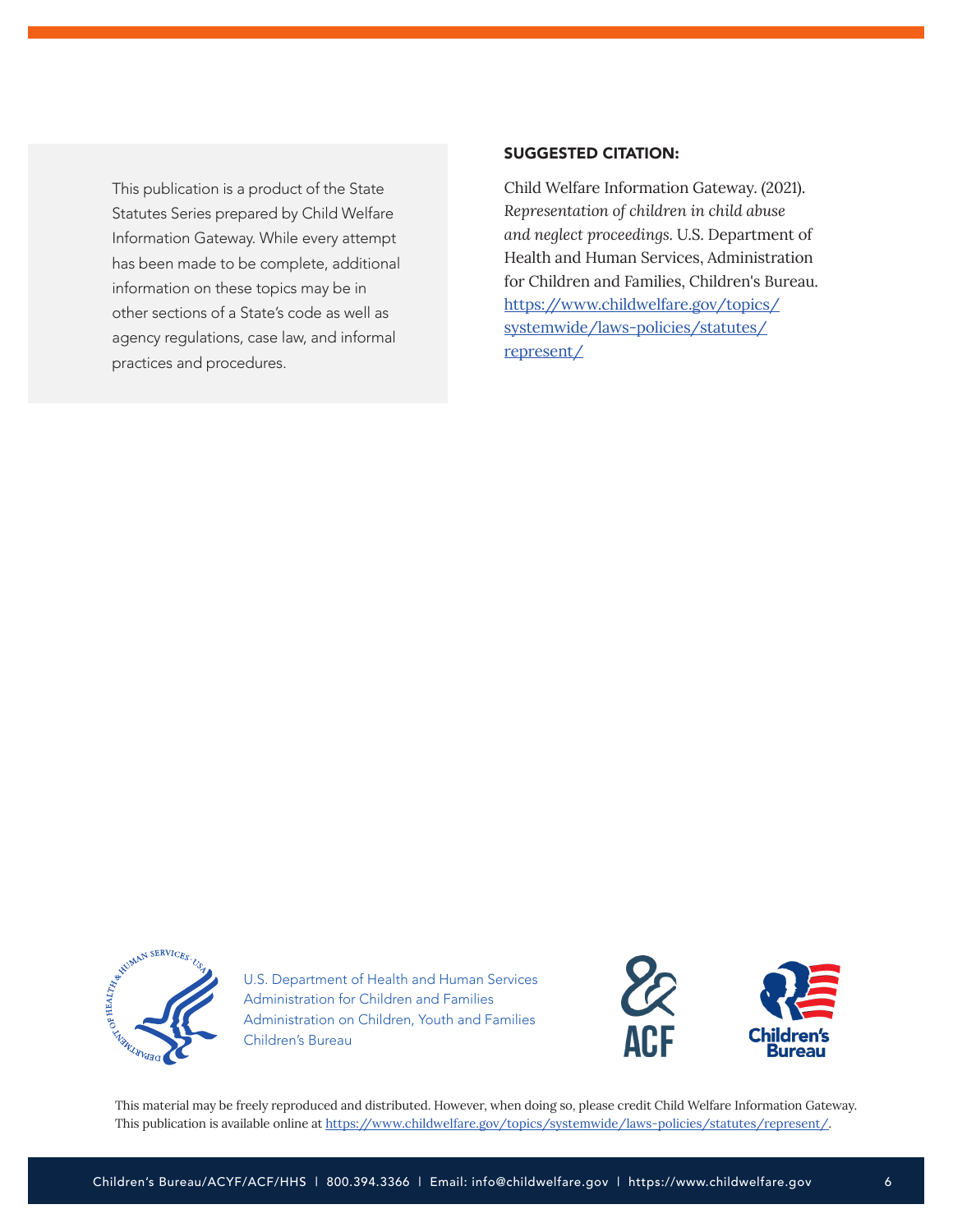This publication is a product of the State Statutes Series prepared by Child Welfare Information Gateway. While every attempt has been made to be complete, additional information on these topics may be in other sections of a State's code as well as agency regulations, case law, and informal practices and procedures.

**SUGGESTED CITATION:**

Child Welfare Information Gateway. (2021). *Representation of children in child abuse and neglect proceedings.* U.S. Department of Health and Human Services, Administration for Children and Families, Children's Bureau. https://www.childwelfare.gov/topics/systemwide/laws-policies/statutes/represent/

U.S. Department of Health and Human Services
Administration for Children and Families
Administration on Children, Youth and Families
Children's Bureau

This material may be freely reproduced and distributed. However, when doing so, please credit Child Welfare Information Gateway. This publication is available online at https://www.childwelfare.gov/topics/systemwide/laws-policies/statutes/represent/.